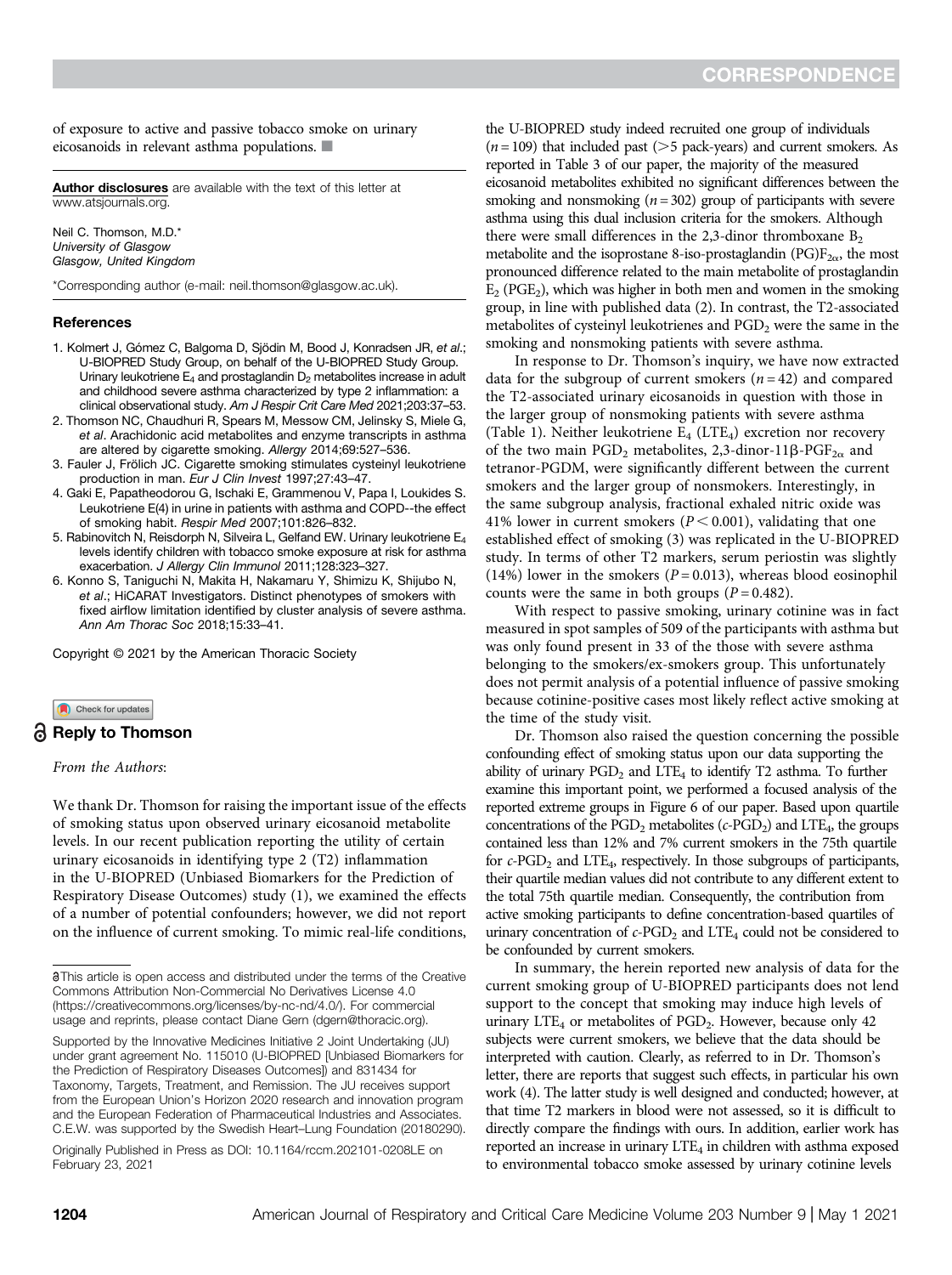of exposure to active and passive tobacco smoke on urinary eicosanoids in relevant asthma populations. ■

**Author disclosures** are available with the text of this letter at www.atsjournals.org.

Neil C. Thomson, M.D.*
*University of Glasgow*
*Glasgow, United Kingdom*

*Corresponding author (e-mail: neil.thomson@glasgow.ac.uk).

## References

1. Kolmert J, Gómez C, Balgoma D, Sjödin M, Bood J, Konradsen JR, *et al.*; U-BIOPRED Study Group, on behalf of the U-BIOPRED Study Group. Urinary leukotriene $E_4$ and prostaglandin $D_2$ metabolites increase in adult and childhood severe asthma characterized by type 2 inflammation: a clinical observational study. *Am J Respir Crit Care Med* 2021;203:37–53.
2. Thomson NC, Chaudhuri R, Spears M, Messow CM, Jelinsky S, Miele G, *et al*. Arachidonic acid metabolites and enzyme transcripts in asthma are altered by cigarette smoking. *Allergy* 2014;69:527–536.
3. Fauler J, Frölich JC. Cigarette smoking stimulates cysteinyl leukotriene production in man. *Eur J Clin Invest* 1997;27:43–47.
4. Gaki E, Papatheodorou G, Ischaki E, Grammenou V, Papa I, Loukides S. Leukotriene E(4) in urine in patients with asthma and COPD--the effect of smoking habit. *Respir Med* 2007;101:826–832.
5. Rabinovitch N, Reisdorph N, Silveira L, Gelfand EW. Urinary leukotriene $E_4$ levels identify children with tobacco smoke exposure at risk for asthma exacerbation. *J Allergy Clin Immunol* 2011;128:323–327.
6. Konno S, Taniguchi N, Makita H, Nakamaru Y, Shimizu K, Shijubo N, *et al*.; HiCARAT Investigators. Distinct phenotypes of smokers with fixed airflow limitation identified by cluster analysis of severe asthma. *Ann Am Thorac Soc* 2018;15:33–41.

Copyright © 2021 by the American Thoracic Society

## Reply to Thomson

*From the Authors*:

We thank Dr. Thomson for raising the important issue of the effects of smoking status upon observed urinary eicosanoid metabolite levels. In our recent publication reporting the utility of certain urinary eicosanoids in identifying type 2 (T2) inflammation in the U-BIOPRED (Unbiased Biomarkers for the Prediction of Respiratory Disease Outcomes) study (1), we examined the effects of a number of potential confounders; however, we did not report on the influence of current smoking. To mimic real-life conditions, the U-BIOPRED study indeed recruited one group of individuals ($n = 109$) that included past (>5 pack-years) and current smokers. As reported in Table 3 of our paper, the majority of the measured eicosanoid metabolites exhibited no significant differences between the smoking and nonsmoking ($n = 302$) group of participants with severe asthma using this dual inclusion criteria for the smokers. Although there were small differences in the 2,3-dinor thromboxane $B_2$ metabolite and the isoprostane 8-iso-prostaglandin (PG)$F_{2\alpha}$, the most pronounced difference related to the main metabolite of prostaglandin $E_2$ ($PGE_2$), which was higher in both men and women in the smoking group, in line with published data (2). In contrast, the T2-associated metabolites of cysteinyl leukotrienes and $PGD_2$ were the same in the smoking and nonsmoking patients with severe asthma.

In response to Dr. Thomson's inquiry, we have now extracted data for the subgroup of current smokers ($n = 42$) and compared the T2-associated urinary eicosanoids in question with those in the larger group of nonsmoking patients with severe asthma (Table 1). Neither leukotriene $E_4$ ($LTE_4$) excretion nor recovery of the two main $PGD_2$ metabolites, 2,3-dinor-11β-$PGF_{2\alpha}$ and tetranor-PGDM, were significantly different between the current smokers and the larger group of nonsmokers. Interestingly, in the same subgroup analysis, fractional exhaled nitric oxide was 41% lower in current smokers ($P < 0.001$), validating that one established effect of smoking (3) was replicated in the U-BIOPRED study. In terms of other T2 markers, serum periostin was slightly (14%) lower in the smokers ($P = 0.013$), whereas blood eosinophil counts were the same in both groups ($P = 0.482$).

With respect to passive smoking, urinary cotinine was in fact measured in spot samples of 509 of the participants with asthma but was only found present in 33 of the those with severe asthma belonging to the smokers/ex-smokers group. This unfortunately does not permit analysis of a potential influence of passive smoking because cotinine-positive cases most likely reflect active smoking at the time of the study visit.

Dr. Thomson also raised the question concerning the possible confounding effect of smoking status upon our data supporting the ability of urinary $PGD_2$ and $LTE_4$ to identify T2 asthma. To further examine this important point, we performed a focused analysis of the reported extreme groups in Figure 6 of our paper. Based upon quartile concentrations of the $PGD_2$ metabolites ($c$-$PGD_2$) and $LTE_4$, the groups contained less than 12% and 7% current smokers in the 75th quartile for $c$-$PGD_2$ and $LTE_4$, respectively. In those subgroups of participants, their quartile median values did not contribute to any different extent to the total 75th quartile median. Consequently, the contribution from active smoking participants to define concentration-based quartiles of urinary concentration of $c$-$PGD_2$ and $LTE_4$ could not be considered to be confounded by current smokers.

In summary, the herein reported new analysis of data for the current smoking group of U-BIOPRED participants does not lend support to the concept that smoking may induce high levels of urinary $LTE_4$ or metabolites of $PGD_2$. However, because only 42 subjects were current smokers, we believe that the data should be interpreted with caution. Clearly, as referred to in Dr. Thomson's letter, there are reports that suggest such effects, in particular his own work (4). The latter study is well designed and conducted; however, at that time T2 markers in blood were not assessed, so it is difficult to directly compare the findings with ours. In addition, earlier work has reported an increase in urinary $LTE_4$ in children with asthma exposed to environmental tobacco smoke assessed by urinary cotinine levels

This article is open access and distributed under the terms of the Creative Commons Attribution Non-Commercial No Derivatives License 4.0 (https://creativecommons.org/licenses/by-nc-nd/4.0/). For commercial usage and reprints, please contact Diane Gern (dgern@thoracic.org).

Supported by the Innovative Medicines Initiative 2 Joint Undertaking (JU) under grant agreement No. 115010 (U-BIOPRED [Unbiased Biomarkers for the Prediction of Respiratory Diseases Outcomes]) and 831434 for Taxonomy, Targets, Treatment, and Remission. The JU receives support from the European Union's Horizon 2020 research and innovation program and the European Federation of Pharmaceutical Industries and Associates. C.E.W. was supported by the Swedish Heart–Lung Foundation (20180290).

Originally Published in Press as DOI: 10.1164/rccm.202101-0208LE on February 23, 2021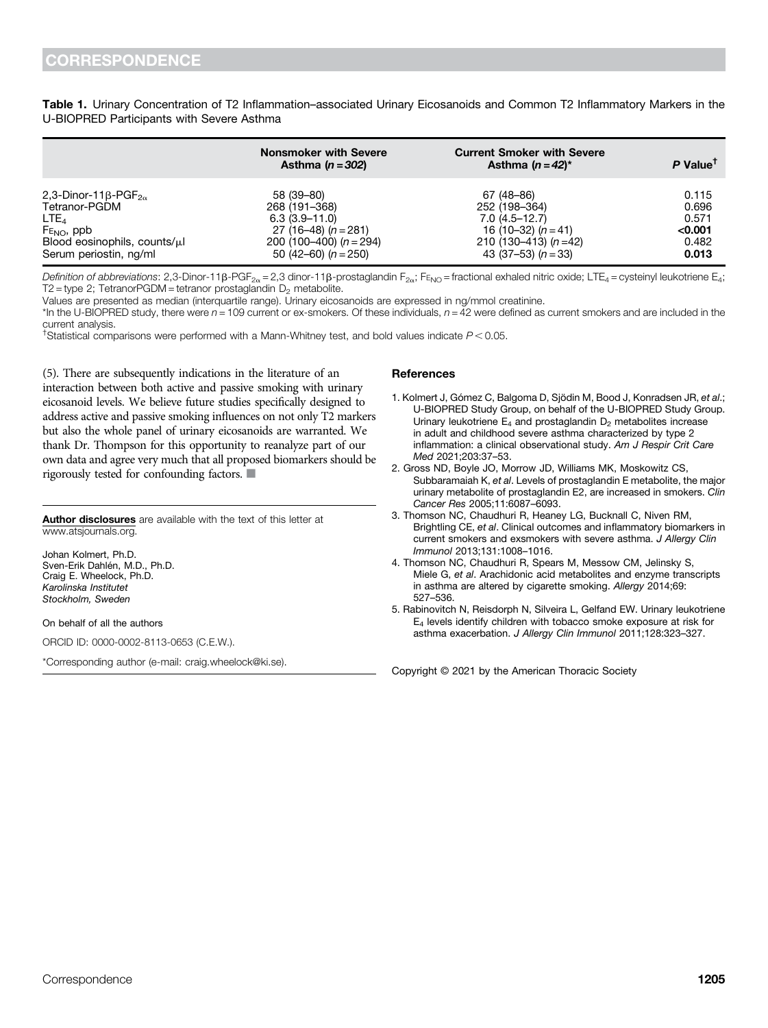**Table 1.** Urinary Concentration of T2 Inflammation–associated Urinary Eicosanoids and Common T2 Inflammatory Markers in the U-BIOPRED Participants with Severe Asthma

| | Nonsmoker with Severe Asthma (*n* = *302*) | Current Smoker with Severe Asthma (*n* = *42*)* | *P* Value[†] |
|---|---|---|---|
| 2,3-Dinor-11β-$PGF_{2\alpha}$ | 58 (39–80) | 67 (48–86) | 0.115 |
| Tetranor-PGDM | 268 (191–368) | 252 (198–364) | 0.696 |
| $LTE_4$ | 6.3 (3.9–11.0) | 7.0 (4.5–12.7) | 0.571 |
| $F_{E_{NO}}$, ppb | 27 (16–48) (*n* = 281) | 16 (10–32) (*n* = 41) | **<0.001** |
| Blood eosinophils, counts/μl | 200 (100–400) (*n* = 294) | 210 (130–413) (*n* =42) | 0.482 |
| Serum periostin, ng/ml | 50 (42–60) (*n* = 250) | 43 (37–53) (*n* = 33) | **0.013** |

*Definition of abbreviations*: 2,3-Dinor-11β-$PGF_{2\alpha}$ = 2,3 dinor-11β-prostaglandin $F_{2\alpha}$; $F_{E_{NO}}$ = fractional exhaled nitric oxide; $LTE_4$ = cysteinyl leukotriene $E_4$; T2 = type 2; TetranorPGDM = tetranor prostaglandin $D_2$ metabolite.

Values are presented as median (interquartile range). Urinary eicosanoids are expressed in ng/mmol creatinine.

*In the U-BIOPRED study, there were *n* = 109 current or ex-smokers. Of these individuals, *n* = 42 were defined as current smokers and are included in the current analysis.

[†]Statistical comparisons were performed with a Mann-Whitney test, and bold values indicate $P < 0.05$.

(5). There are subsequently indications in the literature of an interaction between both active and passive smoking with urinary eicosanoid levels. We believe future studies specifically designed to address active and passive smoking influences on not only T2 markers but also the whole panel of urinary eicosanoids are warranted. We thank Dr. Thompson for this opportunity to reanalyze part of our own data and agree very much that all proposed biomarkers should be rigorously tested for confounding factors. ■

**Author disclosures** are available with the text of this letter at www.atsjournals.org.

Johan Kolmert, Ph.D.
Sven-Erik Dahlén, M.D., Ph.D.
Craig E. Wheelock, Ph.D.
*Karolinska Institutet*
*Stockholm, Sweden*

On behalf of all the authors

ORCID ID: 0000-0002-8113-0653 (C.E.W.).

*Corresponding author (e-mail: craig.wheelock@ki.se).

## References

1. Kolmert J, Gómez C, Balgoma D, Sjödin M, Bood J, Konradsen JR, *et al.*; U-BIOPRED Study Group, on behalf of the U-BIOPRED Study Group. Urinary leukotriene $E_4$ and prostaglandin $D_2$ metabolites increase in adult and childhood severe asthma characterized by type 2 inflammation: a clinical observational study. *Am J Respir Crit Care Med* 2021;203:37–53.
2. Gross ND, Boyle JO, Morrow JD, Williams MK, Moskowitz CS, Subbaramaiah K, *et al*. Levels of prostaglandin E metabolite, the major urinary metabolite of prostaglandin E2, are increased in smokers. *Clin Cancer Res* 2005;11:6087–6093.
3. Thomson NC, Chaudhuri R, Heaney LG, Bucknall C, Niven RM, Brightling CE, *et al*. Clinical outcomes and inflammatory biomarkers in current smokers and exsmokers with severe asthma. *J Allergy Clin Immunol* 2013;131:1008–1016.
4. Thomson NC, Chaudhuri R, Spears M, Messow CM, Jelinsky S, Miele G, *et al*. Arachidonic acid metabolites and enzyme transcripts in asthma are altered by cigarette smoking. *Allergy* 2014;69: 527–536.
5. Rabinovitch N, Reisdorph N, Silveira L, Gelfand EW. Urinary leukotriene $E_4$ levels identify children with tobacco smoke exposure at risk for asthma exacerbation. *J Allergy Clin Immunol* 2011;128:323–327.

Copyright © 2021 by the American Thoracic Society